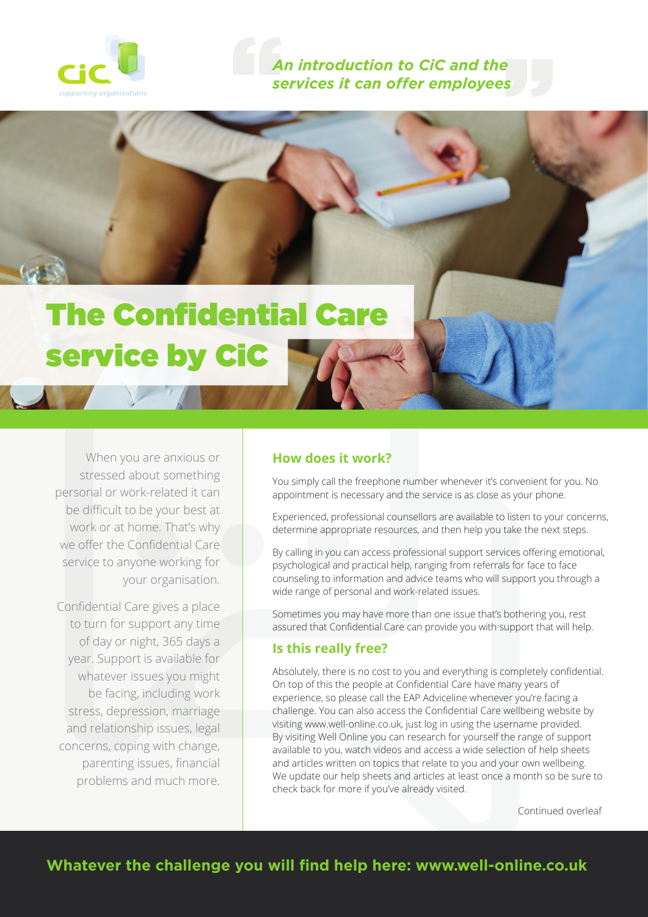CiC
*supporting organisations*

*An introduction to CiC and the services it can offer employees*

# The Confidential Care service by CiC

When you are anxious or stressed about something personal or work-related it can be difficult to be your best at work or at home. That's why we offer the Confidential Care service to anyone working for your organisation.

Confidential Care gives a place to turn for support any time of day or night, 365 days a year. Support is available for whatever issues you might be facing, including work stress, depression, marriage and relationship issues, legal concerns, coping with change, parenting issues, financial problems and much more.

## How does it work?

You simply call the freephone number whenever it's convenient for you. No appointment is necessary and the service is as close as your phone.

Experienced, professional counsellors are available to listen to your concerns, determine appropriate resources, and then help you take the next steps.

By calling in you can access professional support services offering emotional, psychological and practical help, ranging from referrals for face to face counseling to information and advice teams who will support you through a wide range of personal and work-related issues.

Sometimes you may have more than one issue that's bothering you, rest assured that Confidential Care can provide you with support that will help.

## Is this really free?

Absolutely, there is no cost to you and everything is completely confidential. On top of this the people at Confidential Care have many years of experience, so please call the EAP Adviceline whenever you're facing a challenge. You can also access the Confidential Care wellbeing website by visiting www.well-online.co.uk, just log in using the username provided. By visiting Well Online you can research for yourself the range of support available to you, watch videos and access a wide selection of help sheets and articles written on topics that relate to you and your own wellbeing. We update our help sheets and articles at least once a month so be sure to check back for more if you've already visited.

Continued overleaf

**Whatever the challenge you will find help here: www.well-online.co.uk**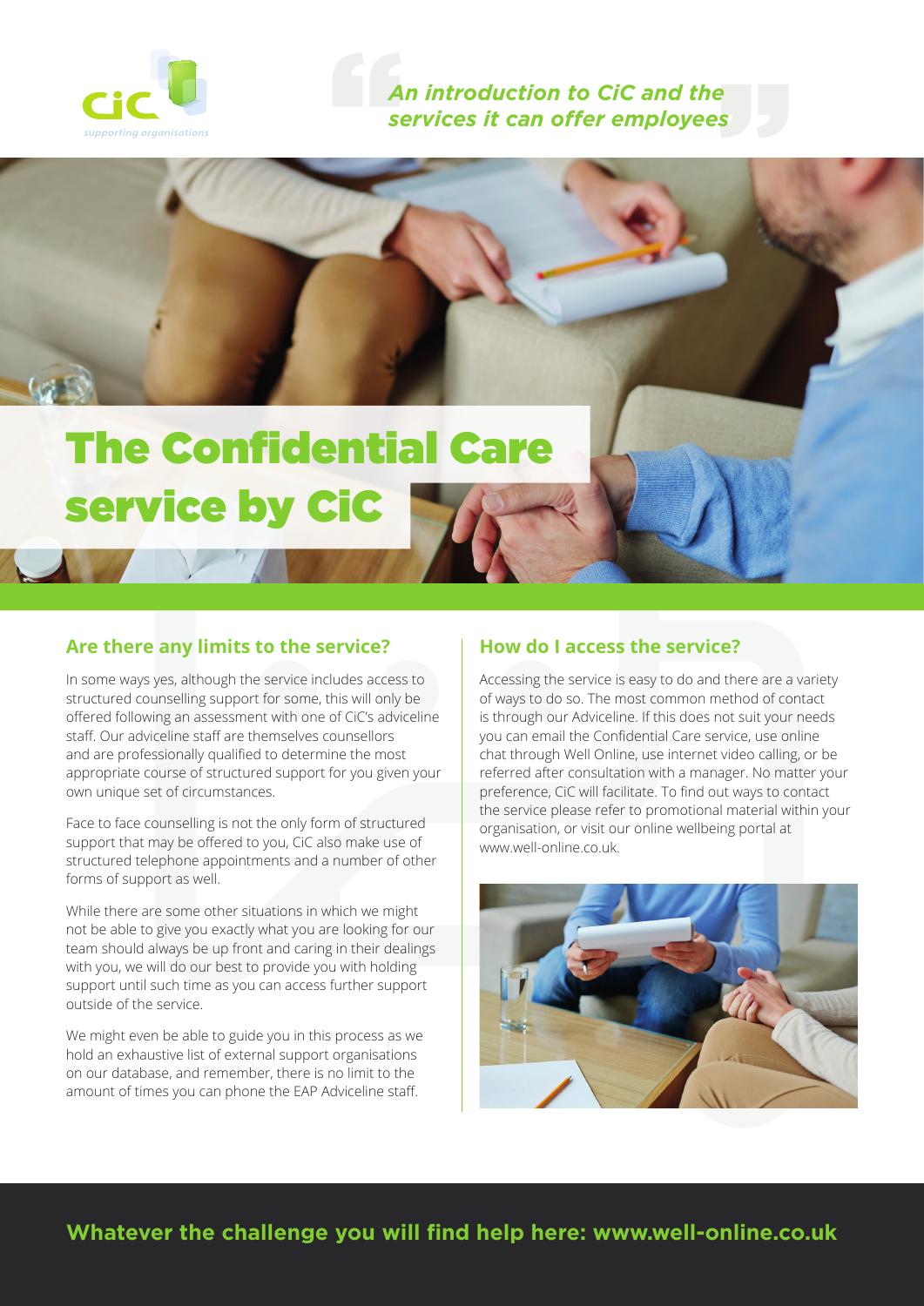CiC
*supporting organisations*

***An introduction to CiC and the services it can offer employees***

# The Confidential Care service by CiC

## Are there any limits to the service?

In some ways yes, although the service includes access to structured counselling support for some, this will only be offered following an assessment with one of CiC's adviceline staff. Our adviceline staff are themselves counsellors and are professionally qualified to determine the most appropriate course of structured support for you given your own unique set of circumstances.

Face to face counselling is not the only form of structured support that may be offered to you, CiC also make use of structured telephone appointments and a number of other forms of support as well.

While there are some other situations in which we might not be able to give you exactly what you are looking for our team should always be up front and caring in their dealings with you, we will do our best to provide you with holding support until such time as you can access further support outside of the service.

We might even be able to guide you in this process as we hold an exhaustive list of external support organisations on our database, and remember, there is no limit to the amount of times you can phone the EAP Adviceline staff.

## How do I access the service?

Accessing the service is easy to do and there are a variety of ways to do so. The most common method of contact is through our Adviceline. If this does not suit your needs you can email the Confidential Care service, use online chat through Well Online, use internet video calling, or be referred after consultation with a manager. No matter your preference, CiC will facilitate. To find out ways to contact the service please refer to promotional material within your organisation, or visit our online wellbeing portal at www.well-online.co.uk.

**Whatever the challenge you will find help here: www.well-online.co.uk**